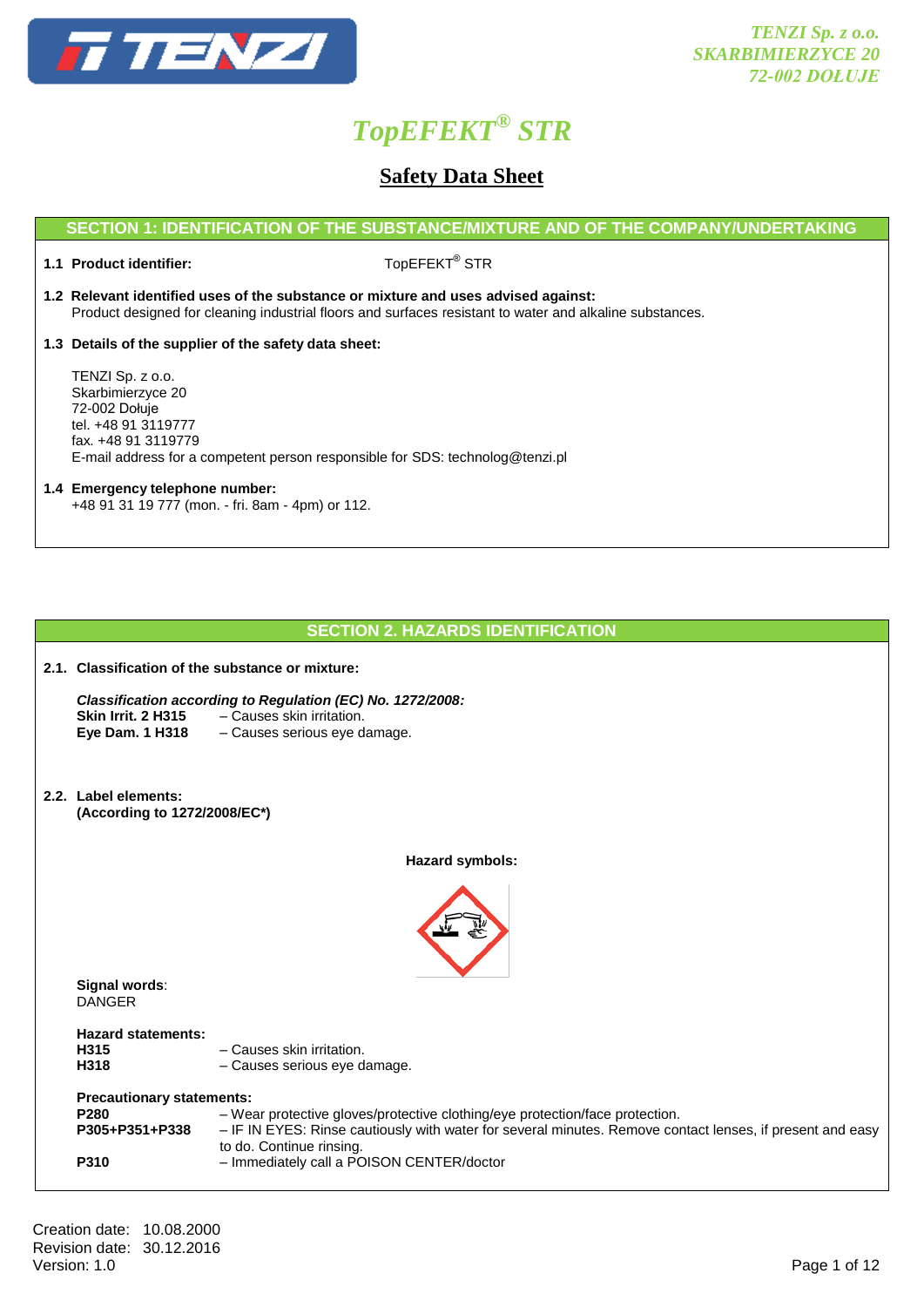TENZI Sp. z o.o.
SKARBIMIERZYCE 20
72-002 DOŁUJE

# TopEFEKT® STR

## Safety Data Sheet

### SECTION 1: IDENTIFICATION OF THE SUBSTANCE/MIXTURE AND OF THE COMPANY/UNDERTAKING

**1.1 Product identifier:** TopEFEKT® STR

**1.2 Relevant identified uses of the substance or mixture and uses advised against:**
Product designed for cleaning industrial floors and surfaces resistant to water and alkaline substances.

**1.3 Details of the supplier of the safety data sheet:**

TENZI Sp. z o.o.
Skarbimierzyce 20
72-002 Dołuje
tel. +48 91 3119777
fax. +48 91 3119779
E-mail address for a competent person responsible for SDS: technolog@tenzi.pl

**1.4 Emergency telephone number:**
+48 91 31 19 777 (mon. - fri. 8am - 4pm) or 112.

### SECTION 2. HAZARDS IDENTIFICATION

**2.1. Classification of the substance or mixture:**

***Classification according to Regulation (EC) No. 1272/2008:***

**Skin Irrit. 2 H315** – Causes skin irritation.
**Eye Dam. 1 H318** – Causes serious eye damage.

**2.2. Label elements:**
**(According to 1272/2008/EC\*)**

**Hazard symbols:**

**Signal words**:
DANGER

**Hazard statements:**

**H315** – Causes skin irritation.
**H318** – Causes serious eye damage.

**Precautionary statements:**

**P280** – Wear protective gloves/protective clothing/eye protection/face protection.
**P305+P351+P338** – IF IN EYES: Rinse cautiously with water for several minutes. Remove contact lenses, if present and easy to do. Continue rinsing.
**P310** – Immediately call a POISON CENTER/doctor

Creation date: 10.08.2000
Revision date: 30.12.2016
Version: 1.0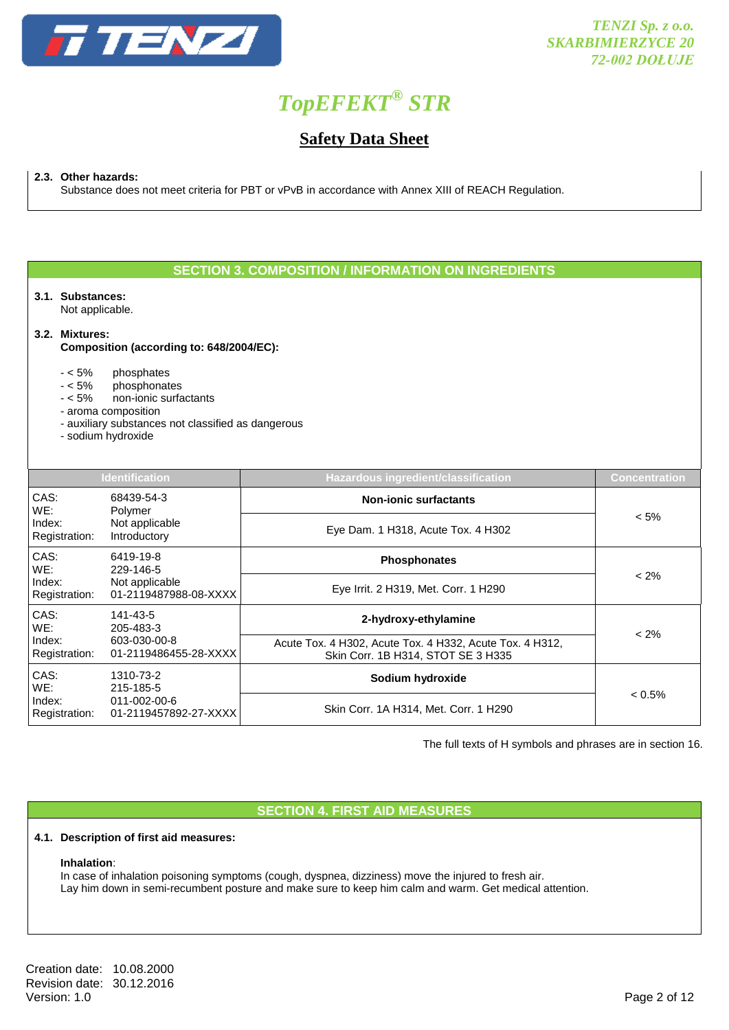**2.3. Other hazards:**
Substance does not meet criteria for PBT or vPvB in accordance with Annex XIII of REACH Regulation.

## SECTION 3. COMPOSITION / INFORMATION ON INGREDIENTS

**3.1. Substances:**
Not applicable.

**3.2. Mixtures:**
**Composition (according to: 648/2004/EC):**

- < 5% phosphates
- < 5% phosphonates
- < 5% non-ionic surfactants
- aroma composition
- auxiliary substances not classified as dangerous
- sodium hydroxide

| Identification | | Hazardous ingredient/classification | Concentration |
|---|---|---|---|
| CAS:<br>WE:<br>Index:<br>Registration: | 68439-54-3<br>Polymer<br>Not applicable<br>Introductory | **Non-ionic surfactants**<br>Eye Dam. 1 H318, Acute Tox. 4 H302 | < 5% |
| CAS:<br>WE:<br>Index:<br>Registration: | 6419-19-8<br>229-146-5<br>Not applicable<br>01-2119487988-08-XXXX | **Phosphonates**<br>Eye Irrit. 2 H319, Met. Corr. 1 H290 | < 2% |
| CAS:<br>WE:<br>Index:<br>Registration: | 141-43-5<br>205-483-3<br>603-030-00-8<br>01-2119486455-28-XXXX | **2-hydroxy-ethylamine**<br>Acute Tox. 4 H302, Acute Tox. 4 H332, Acute Tox. 4 H312, Skin Corr. 1B H314, STOT SE 3 H335 | < 2% |
| CAS:<br>WE:<br>Index:<br>Registration: | 1310-73-2<br>215-185-5<br>011-002-00-6<br>01-2119457892-27-XXXX | **Sodium hydroxide**<br>Skin Corr. 1A H314, Met. Corr. 1 H290 | < 0.5% |

The full texts of H symbols and phrases are in section 16.

## SECTION 4. FIRST AID MEASURES

**4.1. Description of first aid measures:**

**Inhalation**:
In case of inhalation poisoning symptoms (cough, dyspnea, dizziness) move the injured to fresh air.
Lay him down in semi-recumbent posture and make sure to keep him calm and warm. Get medical attention.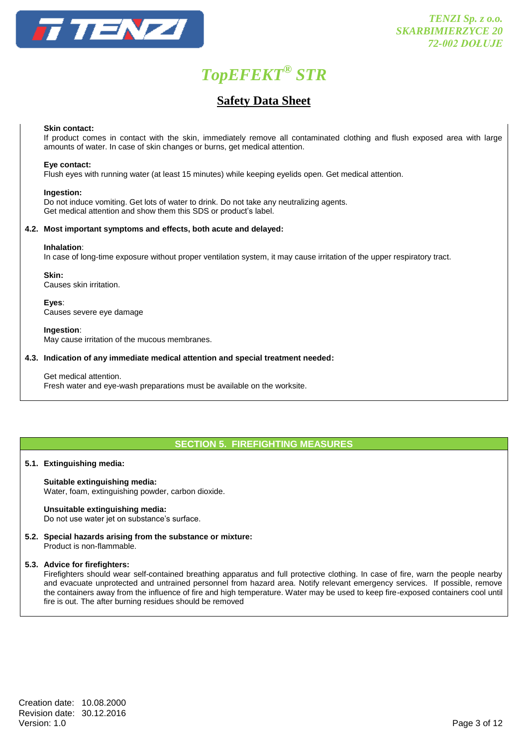**Skin contact:**
If product comes in contact with the skin, immediately remove all contaminated clothing and flush exposed area with large amounts of water. In case of skin changes or burns, get medical attention.

**Eye contact:**
Flush eyes with running water (at least 15 minutes) while keeping eyelids open. Get medical attention.

**Ingestion:**
Do not induce vomiting. Get lots of water to drink. Do not take any neutralizing agents.
Get medical attention and show them this SDS or product's label.

**4.2. Most important symptoms and effects, both acute and delayed:**

**Inhalation**:
In case of long-time exposure without proper ventilation system, it may cause irritation of the upper respiratory tract.

**Skin:**
Causes skin irritation.

**Eyes**:
Causes severe eye damage

**Ingestion**:
May cause irritation of the mucous membranes.

**4.3. Indication of any immediate medical attention and special treatment needed:**

Get medical attention.
Fresh water and eye-wash preparations must be available on the worksite.

## SECTION 5. FIREFIGHTING MEASURES

**5.1. Extinguishing media:**

**Suitable extinguishing media:**
Water, foam, extinguishing powder, carbon dioxide.

**Unsuitable extinguishing media:**
Do not use water jet on substance's surface.

**5.2. Special hazards arising from the substance or mixture:**
Product is non-flammable.

**5.3. Advice for firefighters:**
Firefighters should wear self-contained breathing apparatus and full protective clothing. In case of fire, warn the people nearby and evacuate unprotected and untrained personnel from hazard area. Notify relevant emergency services. If possible, remove the containers away from the influence of fire and high temperature. Water may be used to keep fire-exposed containers cool until fire is out. The after burning residues should be removed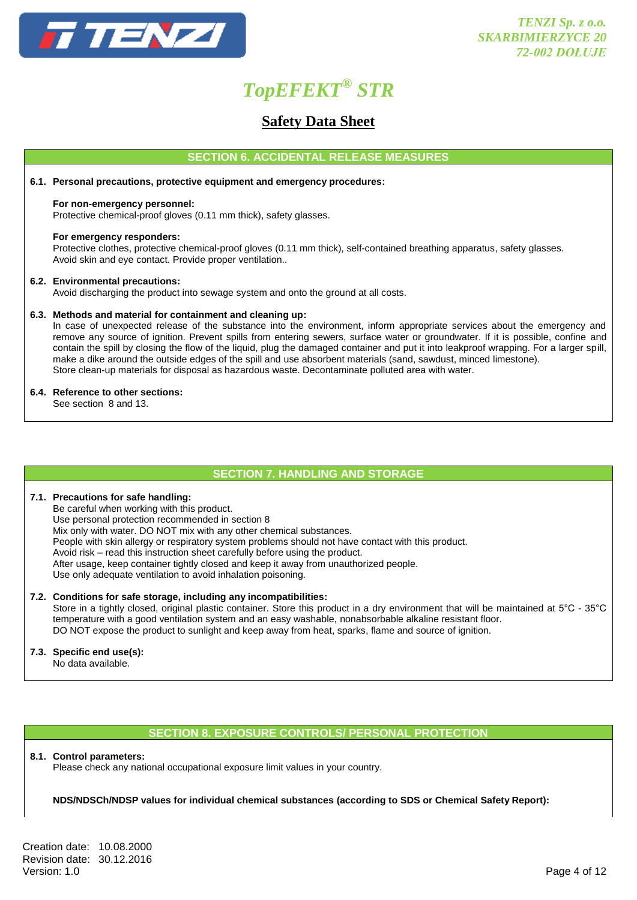## SECTION 6. ACCIDENTAL RELEASE MEASURES

**6.1. Personal precautions, protective equipment and emergency procedures:**

**For non-emergency personnel:**
Protective chemical-proof gloves (0.11 mm thick), safety glasses.

**For emergency responders:**
Protective clothes, protective chemical-proof gloves (0.11 mm thick), self-contained breathing apparatus, safety glasses. Avoid skin and eye contact. Provide proper ventilation..

**6.2. Environmental precautions:**
Avoid discharging the product into sewage system and onto the ground at all costs.

**6.3. Methods and material for containment and cleaning up:**
In case of unexpected release of the substance into the environment, inform appropriate services about the emergency and remove any source of ignition. Prevent spills from entering sewers, surface water or groundwater. If it is possible, confine and contain the spill by closing the flow of the liquid, plug the damaged container and put it into leakproof wrapping. For a larger spill, make a dike around the outside edges of the spill and use absorbent materials (sand, sawdust, minced limestone).
Store clean-up materials for disposal as hazardous waste. Decontaminate polluted area with water.

**6.4. Reference to other sections:**
See section 8 and 13.

## SECTION 7. HANDLING AND STORAGE

**7.1. Precautions for safe handling:**
Be careful when working with this product.
Use personal protection recommended in section 8
Mix only with water. DO NOT mix with any other chemical substances.
People with skin allergy or respiratory system problems should not have contact with this product.
Avoid risk – read this instruction sheet carefully before using the product.
After usage, keep container tightly closed and keep it away from unauthorized people.
Use only adequate ventilation to avoid inhalation poisoning.

**7.2. Conditions for safe storage, including any incompatibilities:**
Store in a tightly closed, original plastic container. Store this product in a dry environment that will be maintained at 5°C - 35°C temperature with a good ventilation system and an easy washable, nonabsorbable alkaline resistant floor.
DO NOT expose the product to sunlight and keep away from heat, sparks, flame and source of ignition.

**7.3. Specific end use(s):**
No data available.

## SECTION 8. EXPOSURE CONTROLS/ PERSONAL PROTECTION

**8.1. Control parameters:**
Please check any national occupational exposure limit values in your country.

**NDS/NDSCh/NDSP values for individual chemical substances (according to SDS or Chemical Safety Report):**

Creation date: 10.08.2000
Revision date: 30.12.2016
Version: 1.0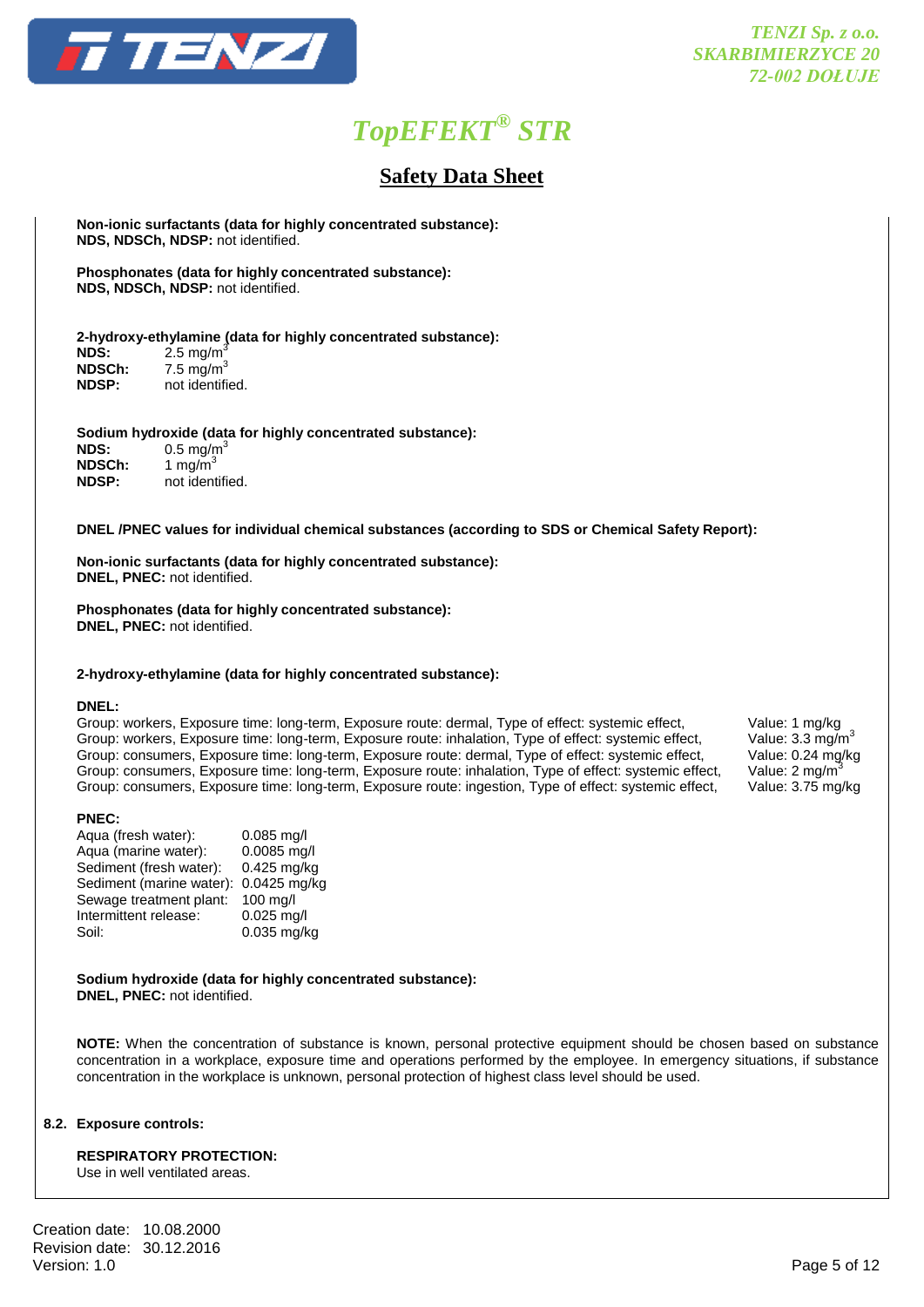**Non-ionic surfactants (data for highly concentrated substance):**
**NDS, NDSCh, NDSP:** not identified.

**Phosphonates (data for highly concentrated substance):**
**NDS, NDSCh, NDSP:** not identified.

**2-hydroxy-ethylamine (data for highly concentrated substance):**

| | |
|---|---|
| **NDS:** | 2.5 mg/$m^3$ |
| **NDSCh:** | 7.5 mg/$m^3$ |
| **NDSP:** | not identified. |

**Sodium hydroxide (data for highly concentrated substance):**

| | |
|---|---|
| **NDS:** | 0.5 mg/$m^3$ |
| **NDSCh:** | 1 mg/$m^3$ |
| **NDSP:** | not identified. |

**DNEL /PNEC values for individual chemical substances (according to SDS or Chemical Safety Report):**

**Non-ionic surfactants (data for highly concentrated substance):**
**DNEL, PNEC:** not identified.

**Phosphonates (data for highly concentrated substance):**
**DNEL, PNEC:** not identified.

**2-hydroxy-ethylamine (data for highly concentrated substance):**

**DNEL:**

| | |
|---|---|
| Group: workers, Exposure time: long-term, Exposure route: dermal, Type of effect: systemic effect, | Value: 1 mg/kg |
| Group: workers, Exposure time: long-term, Exposure route: inhalation, Type of effect: systemic effect, | Value: 3.3 mg/$m^3$ |
| Group: consumers, Exposure time: long-term, Exposure route: dermal, Type of effect: systemic effect, | Value: 0.24 mg/kg |
| Group: consumers, Exposure time: long-term, Exposure route: inhalation, Type of effect: systemic effect, | Value: 2 mg/$m^3$ |
| Group: consumers, Exposure time: long-term, Exposure route: ingestion, Type of effect: systemic effect, | Value: 3.75 mg/kg |

**PNEC:**

| | |
|---|---|
| Aqua (fresh water): | 0.085 mg/l |
| Aqua (marine water): | 0.0085 mg/l |
| Sediment (fresh water): | 0.425 mg/kg |
| Sediment (marine water): | 0.0425 mg/kg |
| Sewage treatment plant: | 100 mg/l |
| Intermittent release: | 0.025 mg/l |
| Soil: | 0.035 mg/kg |

**Sodium hydroxide (data for highly concentrated substance):**
**DNEL, PNEC:** not identified.

**NOTE:** When the concentration of substance is known, personal protective equipment should be chosen based on substance concentration in a workplace, exposure time and operations performed by the employee. In emergency situations, if substance concentration in the workplace is unknown, personal protection of highest class level should be used.

## 8.2. Exposure controls:

**RESPIRATORY PROTECTION:**
Use in well ventilated areas.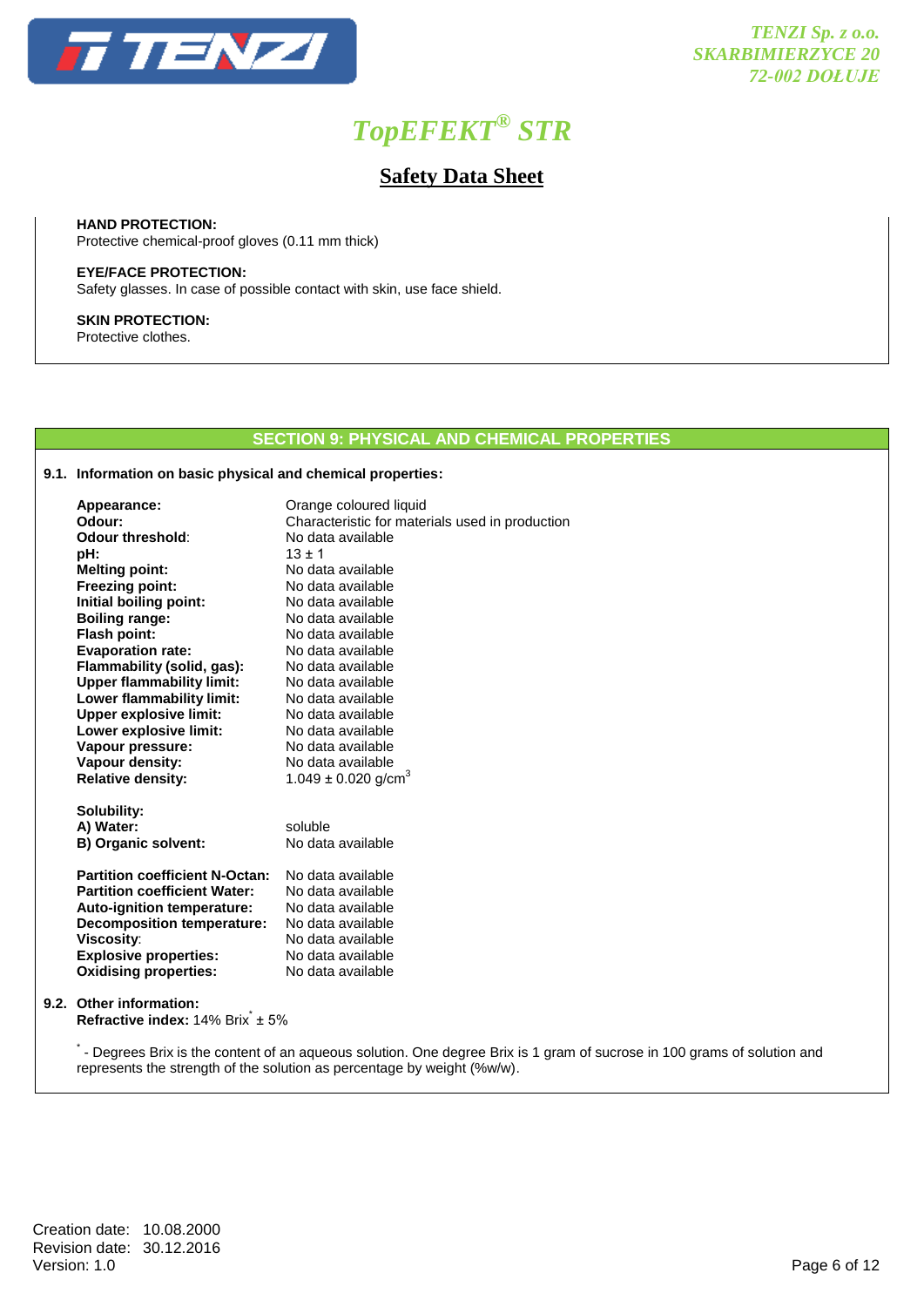**HAND PROTECTION:**
Protective chemical-proof gloves (0.11 mm thick)

**EYE/FACE PROTECTION:**
Safety glasses. In case of possible contact with skin, use face shield.

**SKIN PROTECTION:**
Protective clothes.

## SECTION 9: PHYSICAL AND CHEMICAL PROPERTIES

**9.1. Information on basic physical and chemical properties:**

| | |
|---|---|
| **Appearance:** | Orange coloured liquid |
| **Odour:** | Characteristic for materials used in production |
| **Odour threshold:** | No data available |
| **pH:** | 13 ± 1 |
| **Melting point:** | No data available |
| **Freezing point:** | No data available |
| **Initial boiling point:** | No data available |
| **Boiling range:** | No data available |
| **Flash point:** | No data available |
| **Evaporation rate:** | No data available |
| **Flammability (solid, gas):** | No data available |
| **Upper flammability limit:** | No data available |
| **Lower flammability limit:** | No data available |
| **Upper explosive limit:** | No data available |
| **Lower explosive limit:** | No data available |
| **Vapour pressure:** | No data available |
| **Vapour density:** | No data available |
| **Relative density:** | 1.049 ± 0.020 g/cm$^3$ |

**Solubility:**

| | |
|---|---|
| **A) Water:** | soluble |
| **B) Organic solvent:** | No data available |

| | |
|---|---|
| **Partition coefficient N-Octan:** | No data available |
| **Partition coefficient Water:** | No data available |
| **Auto-ignition temperature:** | No data available |
| **Decomposition temperature:** | No data available |
| **Viscosity:** | No data available |
| **Explosive properties:** | No data available |
| **Oxidising properties:** | No data available |

**9.2. Other information:**
**Refractive index:** 14% Brix* ± 5%

* - Degrees Brix is the content of an aqueous solution. One degree Brix is 1 gram of sucrose in 100 grams of solution and represents the strength of the solution as percentage by weight (%w/w).

Creation date: 10.08.2000
Revision date: 30.12.2016
Version: 1.0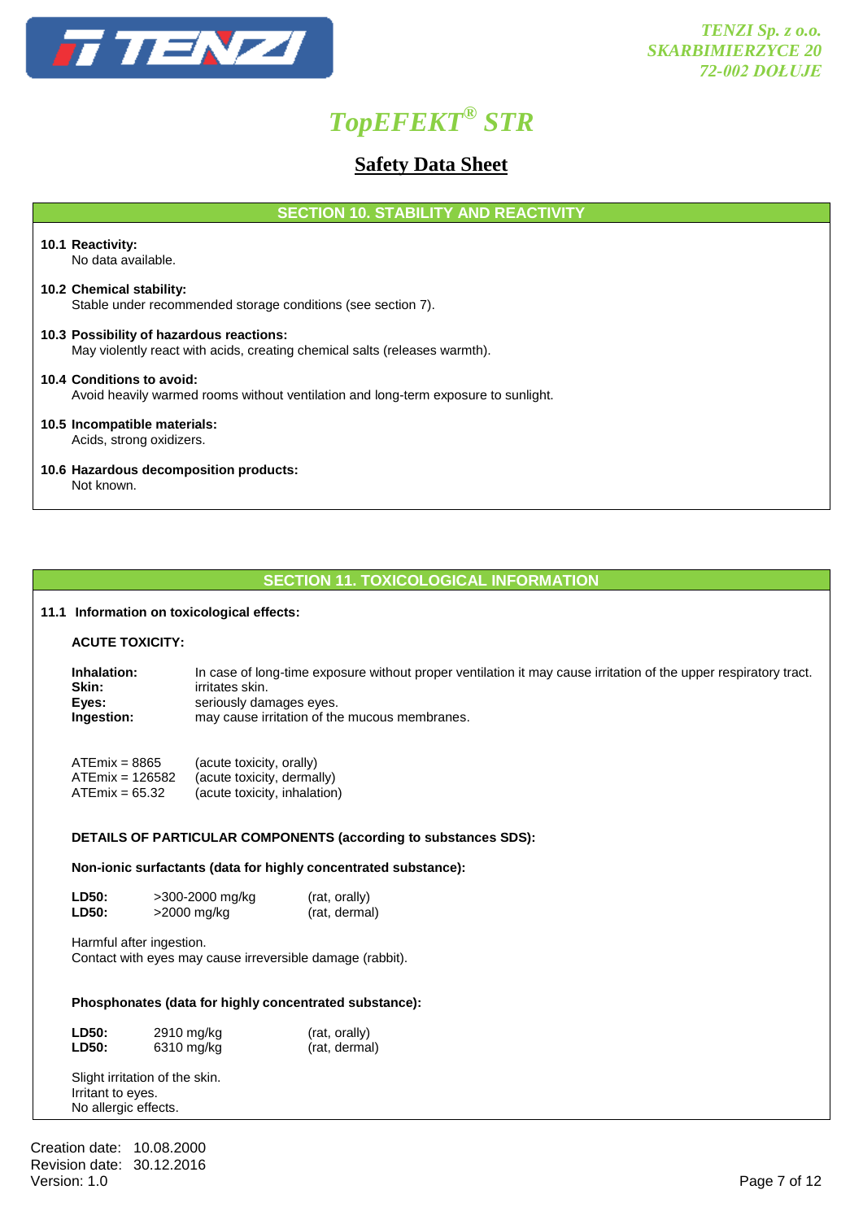## SECTION 10. STABILITY AND REACTIVITY

**10.1 Reactivity:**
No data available.

**10.2 Chemical stability:**
Stable under recommended storage conditions (see section 7).

**10.3 Possibility of hazardous reactions:**
May violently react with acids, creating chemical salts (releases warmth).

**10.4 Conditions to avoid:**
Avoid heavily warmed rooms without ventilation and long-term exposure to sunlight.

**10.5 Incompatible materials:**
Acids, strong oxidizers.

**10.6 Hazardous decomposition products:**
Not known.

## SECTION 11. TOXICOLOGICAL INFORMATION

**11.1 Information on toxicological effects:**

**ACUTE TOXICITY:**

| | |
|---|---|
| **Inhalation:** | In case of long-time exposure without proper ventilation it may cause irritation of the upper respiratory tract. |
| **Skin:** | irritates skin. |
| **Eyes:** | seriously damages eyes. |
| **Ingestion:** | may cause irritation of the mucous membranes. |

| | |
|---|---|
| ATEmix = 8865 | (acute toxicity, orally) |
| ATEmix = 126582 | (acute toxicity, dermally) |
| ATEmix = 65.32 | (acute toxicity, inhalation) |

**DETAILS OF PARTICULAR COMPONENTS (according to substances SDS):**

**Non-ionic surfactants (data for highly concentrated substance):**

| | | |
|---|---|---|
| **LD50:** | >300-2000 mg/kg | (rat, orally) |
| **LD50:** | >2000 mg/kg | (rat, dermal) |

Harmful after ingestion.
Contact with eyes may cause irreversible damage (rabbit).

**Phosphonates (data for highly concentrated substance):**

| | | |
|---|---|---|
| **LD50:** | 2910 mg/kg | (rat, orally) |
| **LD50:** | 6310 mg/kg | (rat, dermal) |

Slight irritation of the skin.
Irritant to eyes.
No allergic effects.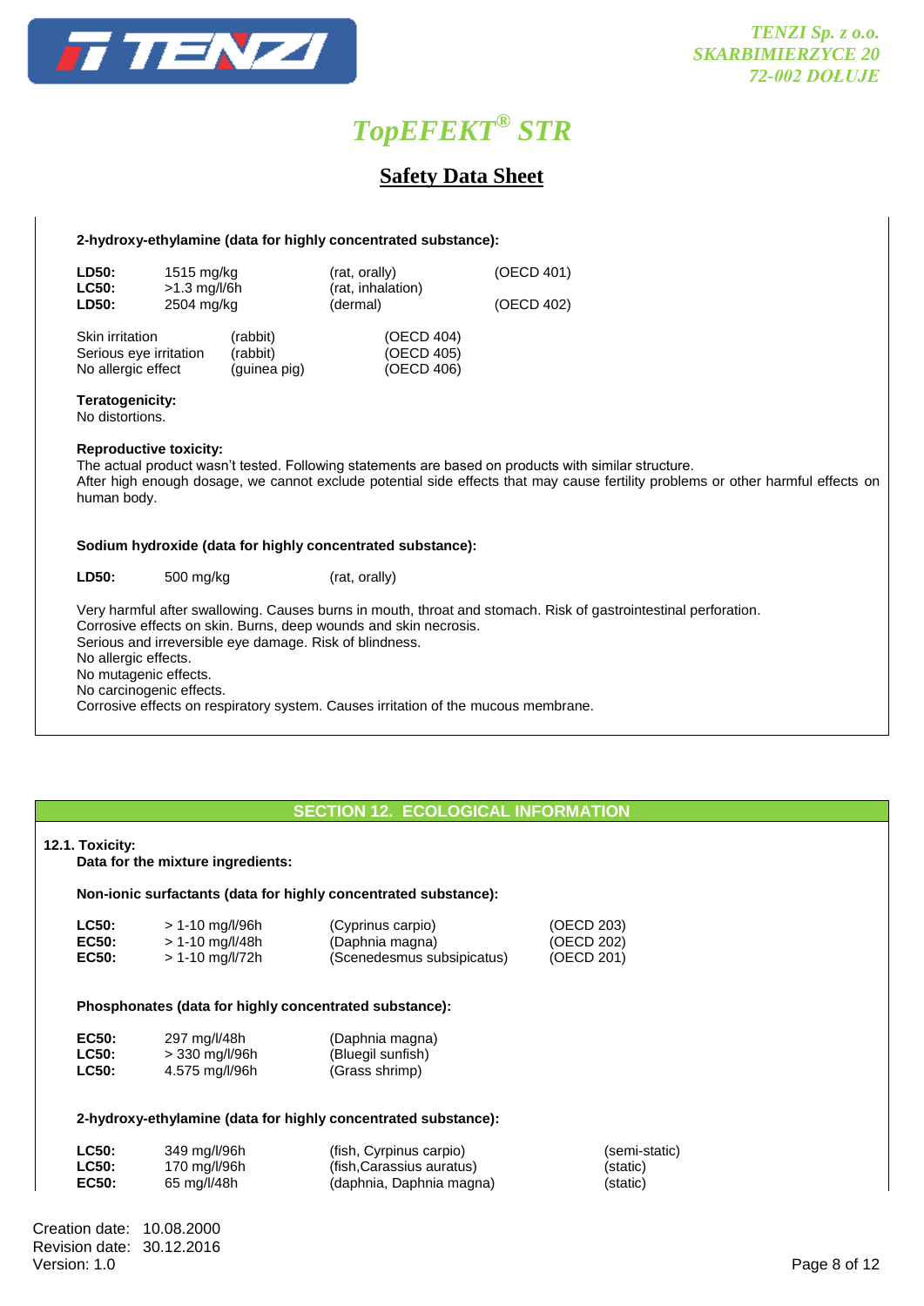**2-hydroxy-ethylamine (data for highly concentrated substance):**

| | | | |
|---|---|---|---|
| **LD50:** | 1515 mg/kg | (rat, orally) | (OECD 401) |
| **LC50:** | >1.3 mg/l/6h | (rat, inhalation) | |
| **LD50:** | 2504 mg/kg | (dermal) | (OECD 402) |

| | | |
|---|---|---|
| Skin irritation | (rabbit) | (OECD 404) |
| Serious eye irritation | (rabbit) | (OECD 405) |
| No allergic effect | (guinea pig) | (OECD 406) |

**Teratogenicity:**
No distortions.

**Reproductive toxicity:**
The actual product wasn't tested. Following statements are based on products with similar structure.
After high enough dosage, we cannot exclude potential side effects that may cause fertility problems or other harmful effects on human body.

**Sodium hydroxide (data for highly concentrated substance):**

| | | |
|---|---|---|
| **LD50:** | 500 mg/kg | (rat, orally) |

Very harmful after swallowing. Causes burns in mouth, throat and stomach. Risk of gastrointestinal perforation.
Corrosive effects on skin. Burns, deep wounds and skin necrosis.
Serious and irreversible eye damage. Risk of blindness.
No allergic effects.
No mutagenic effects.
No carcinogenic effects.
Corrosive effects on respiratory system. Causes irritation of the mucous membrane.

## SECTION 12. ECOLOGICAL INFORMATION

**12.1. Toxicity:**

**Data for the mixture ingredients:**

**Non-ionic surfactants (data for highly concentrated substance):**

| | | | |
|---|---|---|---|
| **LC50:** | > 1-10 mg/l/96h | (Cyprinus carpio) | (OECD 203) |
| **EC50:** | > 1-10 mg/l/48h | (Daphnia magna) | (OECD 202) |
| **EC50:** | > 1-10 mg/l/72h | (Scenedesmus subsipicatus) | (OECD 201) |

**Phosphonates (data for highly concentrated substance):**

| | | |
|---|---|---|
| **EC50:** | 297 mg/l/48h | (Daphnia magna) |
| **LC50:** | > 330 mg/l/96h | (Bluegil sunfish) |
| **LC50:** | 4.575 mg/l/96h | (Grass shrimp) |

**2-hydroxy-ethylamine (data for highly concentrated substance):**

| | | | |
|---|---|---|---|
| **LC50:** | 349 mg/l/96h | (fish, Cyrpinus carpio) | (semi-static) |
| **LC50:** | 170 mg/l/96h | (fish,Carassius auratus) | (static) |
| **EC50:** | 65 mg/l/48h | (daphnia, Daphnia magna) | (static) |

Creation date: 10.08.2000
Revision date: 30.12.2016
Version: 1.0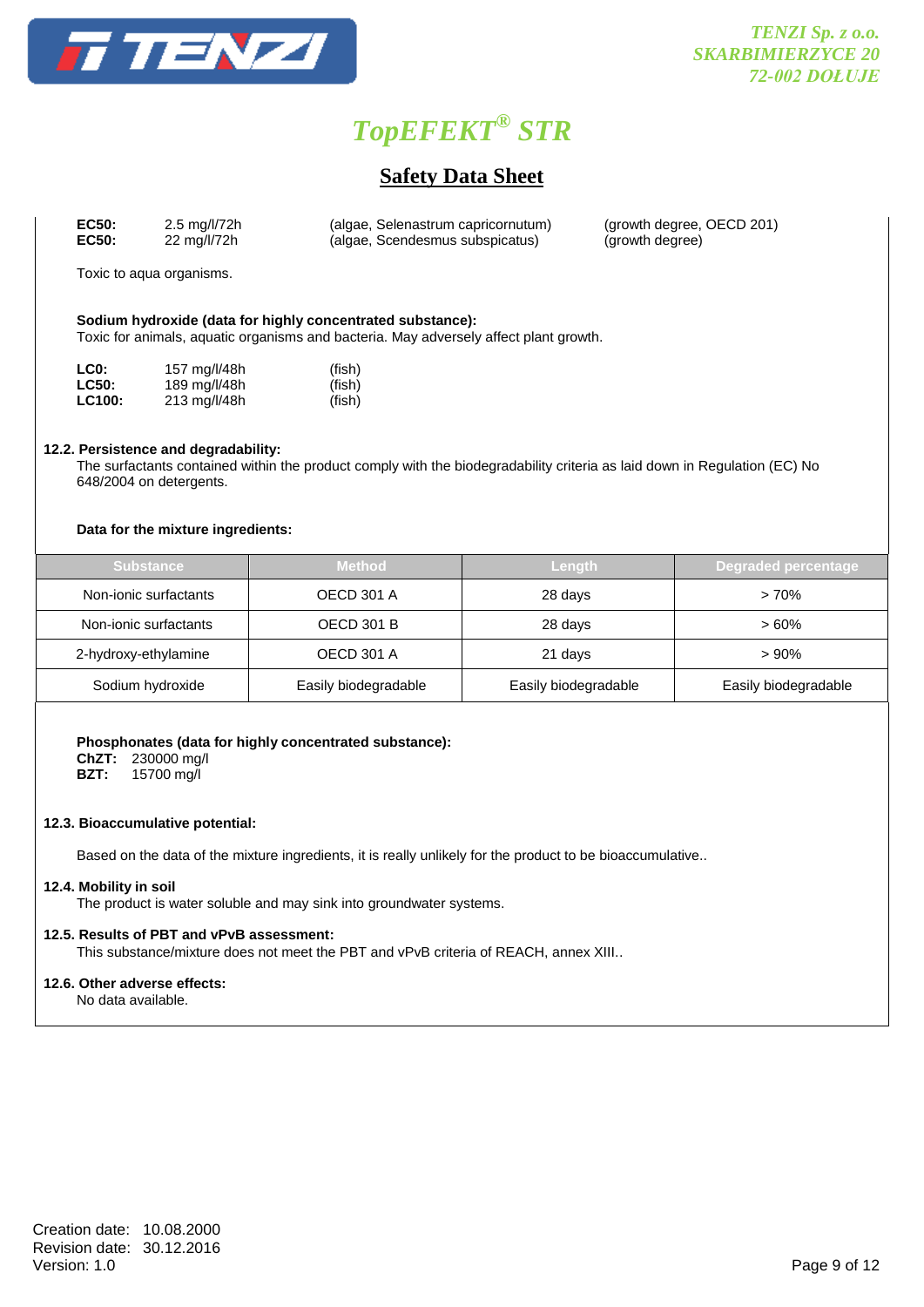| | | | |
|---|---|---|---|
| **EC50:** | 2.5 mg/l/72h | (algae, Selenastrum capricornutum) | (growth degree, OECD 201) |
| **EC50:** | 22 mg/l/72h | (algae, Scendesmus subspicatus) | (growth degree) |

Toxic to aqua organisms.

**Sodium hydroxide (data for highly concentrated substance):**
Toxic for animals, aquatic organisms and bacteria. May adversely affect plant growth.

| | | |
|---|---|---|
| **LC0:** | 157 mg/l/48h | (fish) |
| **LC50:** | 189 mg/l/48h | (fish) |
| **LC100:** | 213 mg/l/48h | (fish) |

**12.2. Persistence and degradability:**
The surfactants contained within the product comply with the biodegradability criteria as laid down in Regulation (EC) No 648/2004 on detergents.

**Data for the mixture ingredients:**

| Substance | Method | Length | Degraded percentage |
|---|---|---|---|
| Non-ionic surfactants | OECD 301 A | 28 days | > 70% |
| Non-ionic surfactants | OECD 301 B | 28 days | > 60% |
| 2-hydroxy-ethylamine | OECD 301 A | 21 days | > 90% |
| Sodium hydroxide | Easily biodegradable | Easily biodegradable | Easily biodegradable |

**Phosphonates (data for highly concentrated substance):**
**ChZT:** 230000 mg/l
**BZT:** 15700 mg/l

**12.3. Bioaccumulative potential:**

Based on the data of the mixture ingredients, it is really unlikely for the product to be bioaccumulative..

**12.4. Mobility in soil**
The product is water soluble and may sink into groundwater systems.

**12.5. Results of PBT and vPvB assessment:**
This substance/mixture does not meet the PBT and vPvB criteria of REACH, annex XIII..

**12.6. Other adverse effects:**
No data available.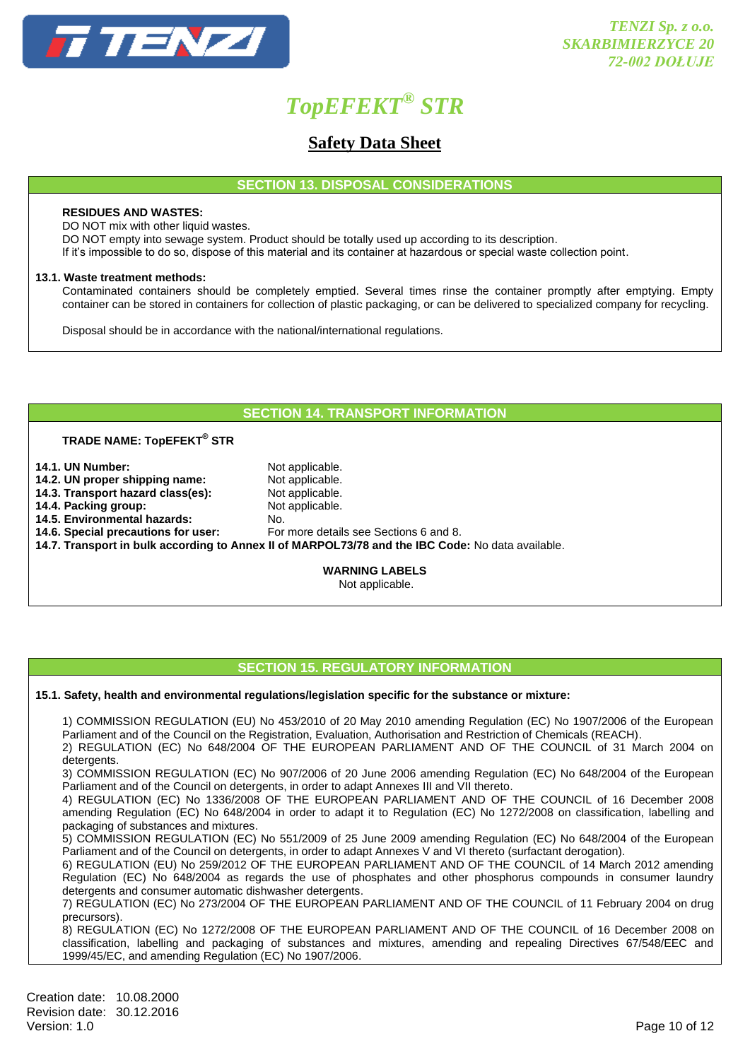## SECTION 13. DISPOSAL CONSIDERATIONS

**RESIDUES AND WASTES:**

DO NOT mix with other liquid wastes.
DO NOT empty into sewage system. Product should be totally used up according to its description.
If it's impossible to do so, dispose of this material and its container at hazardous or special waste collection point.

**13.1. Waste treatment methods:**

Contaminated containers should be completely emptied. Several times rinse the container promptly after emptying. Empty container can be stored in containers for collection of plastic packaging, or can be delivered to specialized company for recycling.

Disposal should be in accordance with the national/international regulations.

## SECTION 14. TRANSPORT INFORMATION

**TRADE NAME: TopEFEKT® STR**

**14.1. UN Number:** Not applicable.
**14.2. UN proper shipping name:** Not applicable.
**14.3. Transport hazard class(es):** Not applicable.
**14.4. Packing group:** Not applicable.
**14.5. Environmental hazards:** No.
**14.6. Special precautions for user:** For more details see Sections 6 and 8.
**14.7. Transport in bulk according to Annex II of MARPOL73/78 and the IBC Code:** No data available.

**WARNING LABELS**

Not applicable.

## SECTION 15. REGULATORY INFORMATION

**15.1. Safety, health and environmental regulations/legislation specific for the substance or mixture:**

1) COMMISSION REGULATION (EU) No 453/2010 of 20 May 2010 amending Regulation (EC) No 1907/2006 of the European Parliament and of the Council on the Registration, Evaluation, Authorisation and Restriction of Chemicals (REACH).
2) REGULATION (EC) No 648/2004 OF THE EUROPEAN PARLIAMENT AND OF THE COUNCIL of 31 March 2004 on detergents.
3) COMMISSION REGULATION (EC) No 907/2006 of 20 June 2006 amending Regulation (EC) No 648/2004 of the European Parliament and of the Council on detergents, in order to adapt Annexes III and VII thereto.
4) REGULATION (EC) No 1336/2008 OF THE EUROPEAN PARLIAMENT AND OF THE COUNCIL of 16 December 2008 amending Regulation (EC) No 648/2004 in order to adapt it to Regulation (EC) No 1272/2008 on classification, labelling and packaging of substances and mixtures.
5) COMMISSION REGULATION (EC) No 551/2009 of 25 June 2009 amending Regulation (EC) No 648/2004 of the European Parliament and of the Council on detergents, in order to adapt Annexes V and VI thereto (surfactant derogation).
6) REGULATION (EU) No 259/2012 OF THE EUROPEAN PARLIAMENT AND OF THE COUNCIL of 14 March 2012 amending Regulation (EC) No 648/2004 as regards the use of phosphates and other phosphorus compounds in consumer laundry detergents and consumer automatic dishwasher detergents.
7) REGULATION (EC) No 273/2004 OF THE EUROPEAN PARLIAMENT AND OF THE COUNCIL of 11 February 2004 on drug precursors).
8) REGULATION (EC) No 1272/2008 OF THE EUROPEAN PARLIAMENT AND OF THE COUNCIL of 16 December 2008 on classification, labelling and packaging of substances and mixtures, amending and repealing Directives 67/548/EEC and 1999/45/EC, and amending Regulation (EC) No 1907/2006.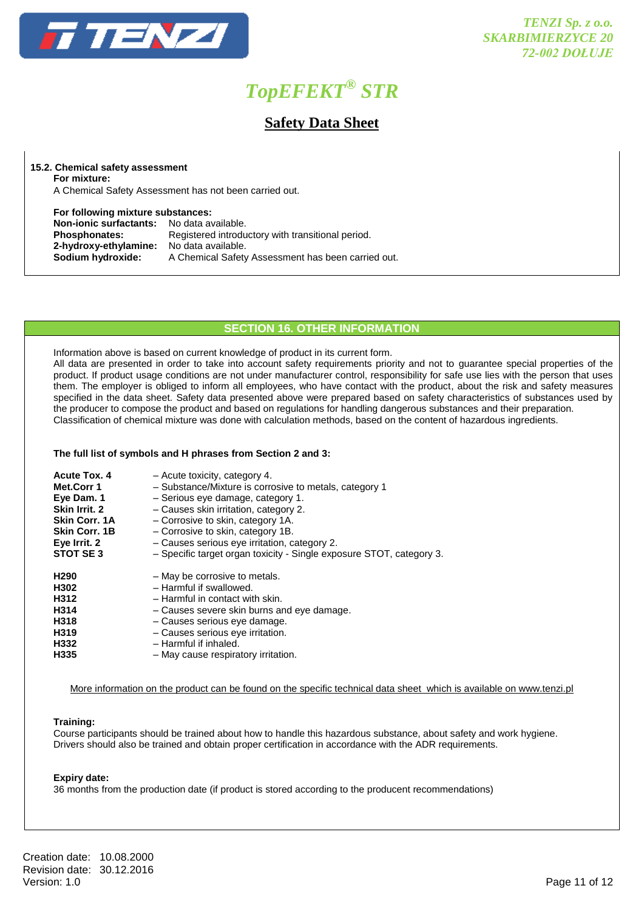**15.2. Chemical safety assessment**

**For mixture:**

A Chemical Safety Assessment has not been carried out.

**For following mixture substances:**

| | |
|---|---|
| **Non-ionic surfactants:** | No data available. |
| **Phosphonates:** | Registered introductory with transitional period. |
| **2-hydroxy-ethylamine:** | No data available. |
| **Sodium hydroxide:** | A Chemical Safety Assessment has been carried out. |

## SECTION 16. OTHER INFORMATION

Information above is based on current knowledge of product in its current form.
All data are presented in order to take into account safety requirements priority and not to guarantee special properties of the product. If product usage conditions are not under manufacturer control, responsibility for safe use lies with the person that uses them. The employer is obliged to inform all employees, who have contact with the product, about the risk and safety measures specified in the data sheet. Safety data presented above were prepared based on safety characteristics of substances used by the producer to compose the product and based on regulations for handling dangerous substances and their preparation.
Classification of chemical mixture was done with calculation methods, based on the content of hazardous ingredients.

**The full list of symbols and H phrases from Section 2 and 3:**

| | |
|---|---|
| **Acute Tox. 4** | – Acute toxicity, category 4. |
| **Met.Corr 1** | – Substance/Mixture is corrosive to metals, category 1 |
| **Eye Dam. 1** | – Serious eye damage, category 1. |
| **Skin Irrit. 2** | – Causes skin irritation, category 2. |
| **Skin Corr. 1A** | – Corrosive to skin, category 1A. |
| **Skin Corr. 1B** | – Corrosive to skin, category 1B. |
| **Eye Irrit. 2** | – Causes serious eye irritation, category 2. |
| **STOT SE 3** | – Specific target organ toxicity - Single exposure STOT, category 3. |

| | |
|---|---|
| **H290** | – May be corrosive to metals. |
| **H302** | – Harmful if swallowed. |
| **H312** | – Harmful in contact with skin. |
| **H314** | – Causes severe skin burns and eye damage. |
| **H318** | – Causes serious eye damage. |
| **H319** | – Causes serious eye irritation. |
| **H332** | – Harmful if inhaled. |
| **H335** | – May cause respiratory irritation. |

More information on the product can be found on the specific technical data sheet which is available on www.tenzi.pl

**Training:**

Course participants should be trained about how to handle this hazardous substance, about safety and work hygiene.
Drivers should also be trained and obtain proper certification in accordance with the ADR requirements.

**Expiry date:**

36 months from the production date (if product is stored according to the producent recommendations)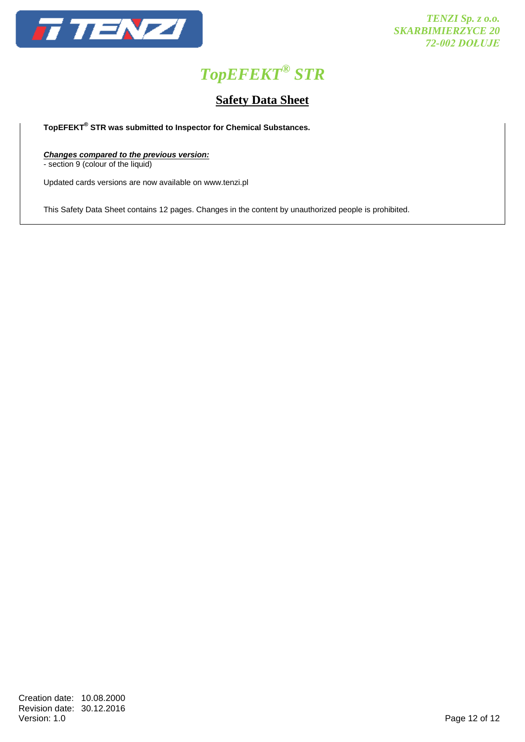**TopEFEKT® STR was submitted to Inspector for Chemical Substances.**

***Changes compared to the previous version:***
- section 9 (colour of the liquid)

Updated cards versions are now available on www.tenzi.pl

This Safety Data Sheet contains 12 pages. Changes in the content by unauthorized people is prohibited.